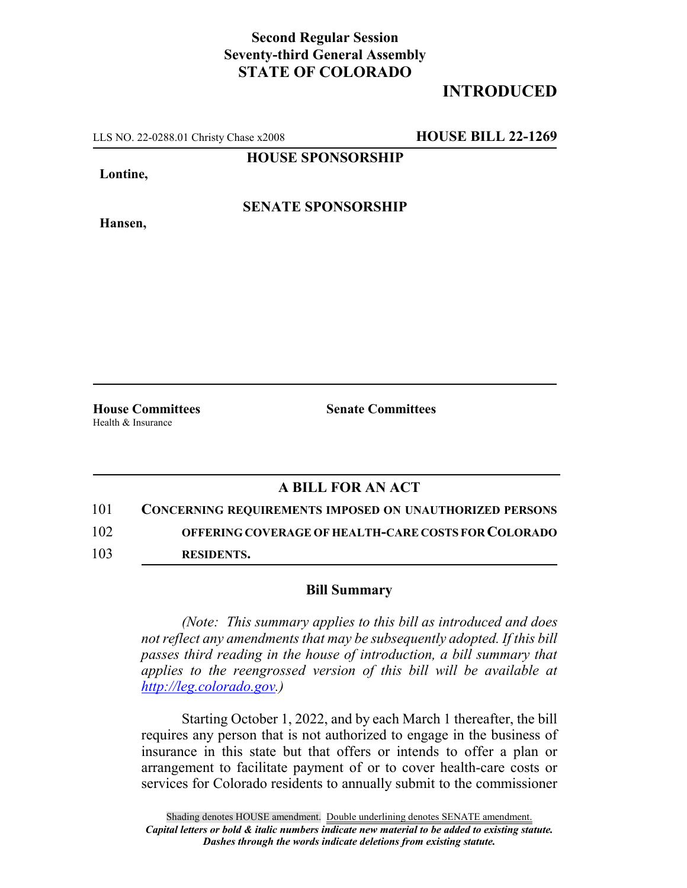**Second Regular Session**
**Seventy-third General Assembly**
**STATE OF COLORADO**

# INTRODUCED

LLS NO. 22-0288.01 Christy Chase x2008 **HOUSE BILL 22-1269**

**HOUSE SPONSORSHIP**

**Lontine,**

**SENATE SPONSORSHIP**

**Hansen,**

**House Committees**
Health & Insurance

**Senate Committees**

## A BILL FOR AN ACT

101 **CONCERNING REQUIREMENTS IMPOSED ON UNAUTHORIZED PERSONS**
102 **OFFERING COVERAGE OF HEALTH-CARE COSTS FOR COLORADO**
103 **RESIDENTS.**

### Bill Summary

*(Note: This summary applies to this bill as introduced and does not reflect any amendments that may be subsequently adopted. If this bill passes third reading in the house of introduction, a bill summary that applies to the reengrossed version of this bill will be available at http://leg.colorado.gov.)*

Starting October 1, 2022, and by each March 1 thereafter, the bill requires any person that is not authorized to engage in the business of insurance in this state but that offers or intends to offer a plan or arrangement to facilitate payment of or to cover health-care costs or services for Colorado residents to annually submit to the commissioner

Shading denotes HOUSE amendment. Double underlining denotes SENATE amendment.
***Capital letters or bold & italic numbers indicate new material to be added to existing statute.***
***Dashes through the words indicate deletions from existing statute.***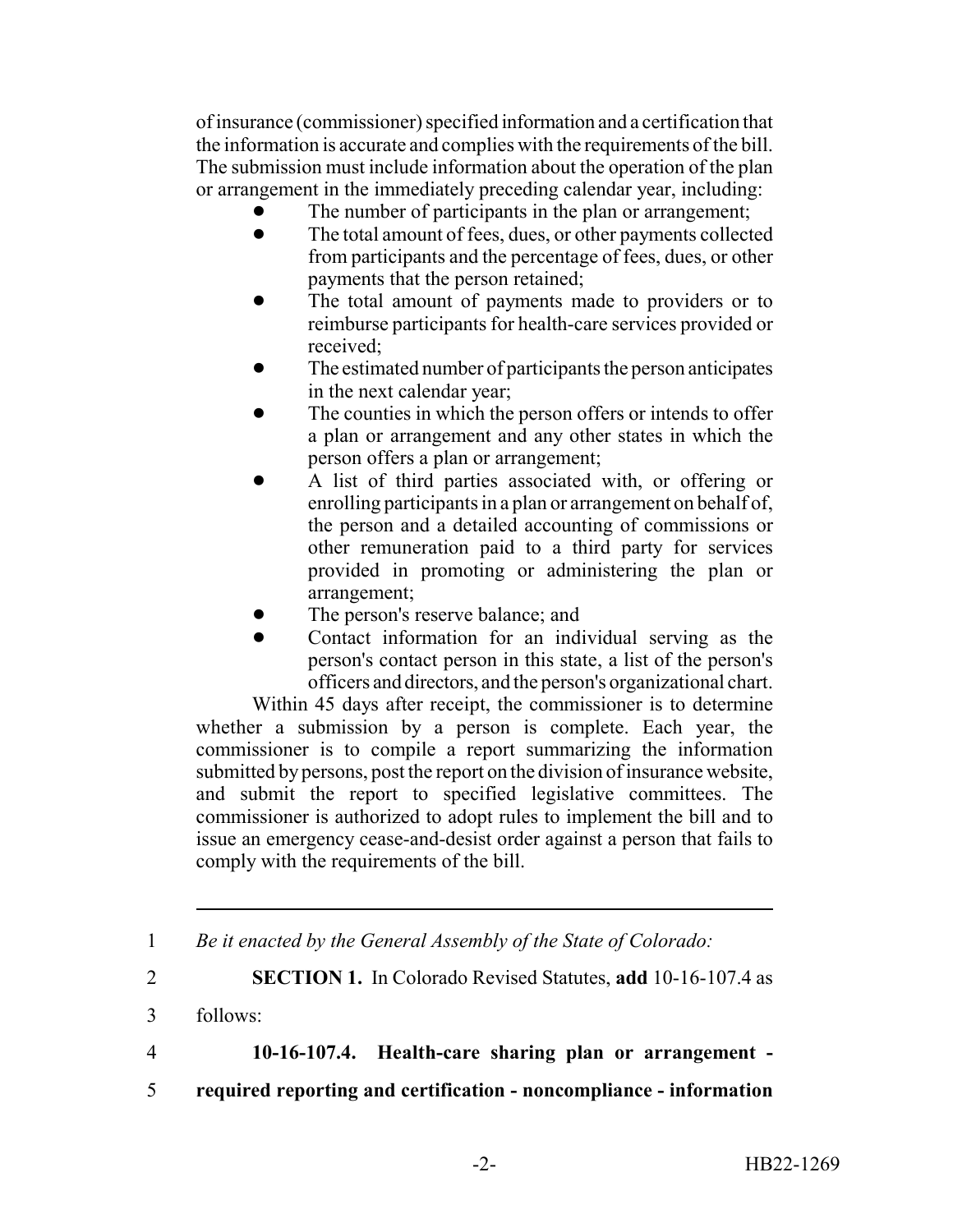of insurance (commissioner) specified information and a certification that the information is accurate and complies with the requirements of the bill. The submission must include information about the operation of the plan or arrangement in the immediately preceding calendar year, including:

- The number of participants in the plan or arrangement;
- The total amount of fees, dues, or other payments collected from participants and the percentage of fees, dues, or other payments that the person retained;
- The total amount of payments made to providers or to reimburse participants for health-care services provided or received;
- The estimated number of participants the person anticipates in the next calendar year;
- The counties in which the person offers or intends to offer a plan or arrangement and any other states in which the person offers a plan or arrangement;
- A list of third parties associated with, or offering or enrolling participants in a plan or arrangement on behalf of, the person and a detailed accounting of commissions or other remuneration paid to a third party for services provided in promoting or administering the plan or arrangement;
- The person's reserve balance; and
- Contact information for an individual serving as the person's contact person in this state, a list of the person's officers and directors, and the person's organizational chart.

Within 45 days after receipt, the commissioner is to determine whether a submission by a person is complete. Each year, the commissioner is to compile a report summarizing the information submitted by persons, post the report on the division of insurance website, and submit the report to specified legislative committees. The commissioner is authorized to adopt rules to implement the bill and to issue an emergency cease-and-desist order against a person that fails to comply with the requirements of the bill.

---

1 *Be it enacted by the General Assembly of the State of Colorado:*

2 **SECTION 1.** In Colorado Revised Statutes, **add** 10-16-107.4 as

3 follows:

4 **10-16-107.4. Health-care sharing plan or arrangement -**

5 **required reporting and certification - noncompliance - information**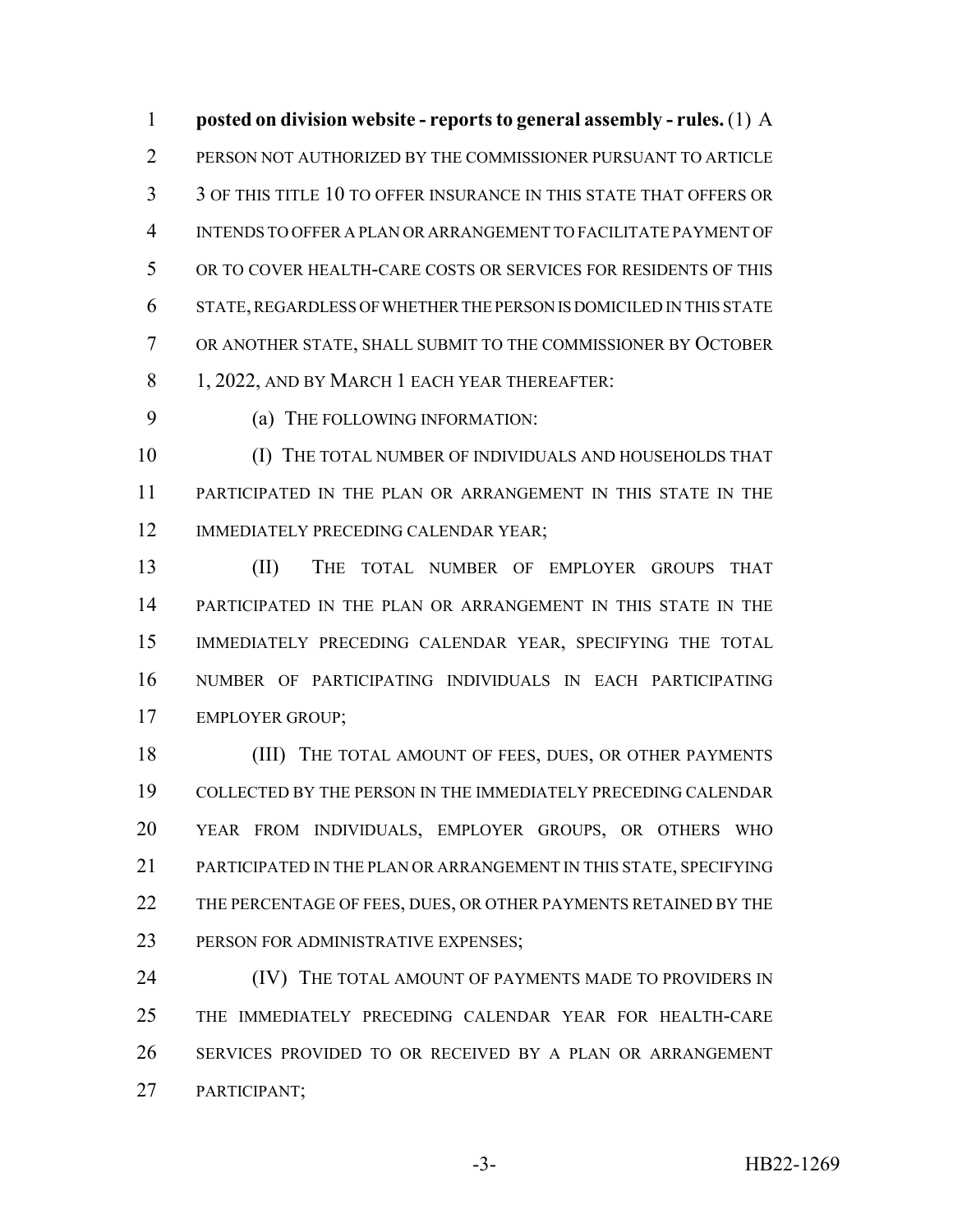**posted on division website - reports to general assembly - rules.** (1) A PERSON NOT AUTHORIZED BY THE COMMISSIONER PURSUANT TO ARTICLE 3 OF THIS TITLE 10 TO OFFER INSURANCE IN THIS STATE THAT OFFERS OR INTENDS TO OFFER A PLAN OR ARRANGEMENT TO FACILITATE PAYMENT OF OR TO COVER HEALTH-CARE COSTS OR SERVICES FOR RESIDENTS OF THIS STATE, REGARDLESS OF WHETHER THE PERSON IS DOMICILED IN THIS STATE OR ANOTHER STATE, SHALL SUBMIT TO THE COMMISSIONER BY OCTOBER 1, 2022, AND BY MARCH 1 EACH YEAR THEREAFTER:

(a) THE FOLLOWING INFORMATION:

(I) THE TOTAL NUMBER OF INDIVIDUALS AND HOUSEHOLDS THAT PARTICIPATED IN THE PLAN OR ARRANGEMENT IN THIS STATE IN THE IMMEDIATELY PRECEDING CALENDAR YEAR;

(II) THE TOTAL NUMBER OF EMPLOYER GROUPS THAT PARTICIPATED IN THE PLAN OR ARRANGEMENT IN THIS STATE IN THE IMMEDIATELY PRECEDING CALENDAR YEAR, SPECIFYING THE TOTAL NUMBER OF PARTICIPATING INDIVIDUALS IN EACH PARTICIPATING EMPLOYER GROUP;

(III) THE TOTAL AMOUNT OF FEES, DUES, OR OTHER PAYMENTS COLLECTED BY THE PERSON IN THE IMMEDIATELY PRECEDING CALENDAR YEAR FROM INDIVIDUALS, EMPLOYER GROUPS, OR OTHERS WHO PARTICIPATED IN THE PLAN OR ARRANGEMENT IN THIS STATE, SPECIFYING THE PERCENTAGE OF FEES, DUES, OR OTHER PAYMENTS RETAINED BY THE PERSON FOR ADMINISTRATIVE EXPENSES;

(IV) THE TOTAL AMOUNT OF PAYMENTS MADE TO PROVIDERS IN THE IMMEDIATELY PRECEDING CALENDAR YEAR FOR HEALTH-CARE SERVICES PROVIDED TO OR RECEIVED BY A PLAN OR ARRANGEMENT PARTICIPANT;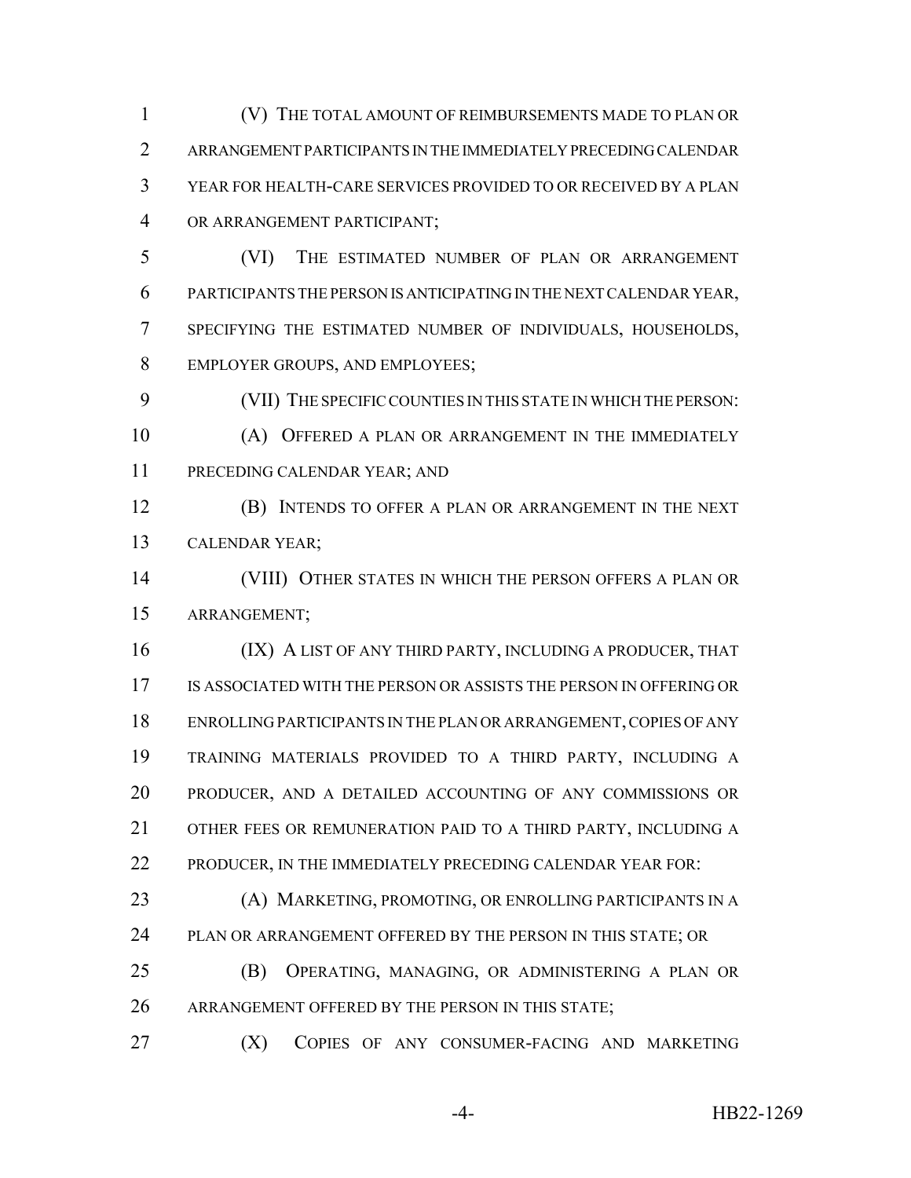(V) THE TOTAL AMOUNT OF REIMBURSEMENTS MADE TO PLAN OR ARRANGEMENT PARTICIPANTS IN THE IMMEDIATELY PRECEDING CALENDAR YEAR FOR HEALTH-CARE SERVICES PROVIDED TO OR RECEIVED BY A PLAN OR ARRANGEMENT PARTICIPANT;

(VI) THE ESTIMATED NUMBER OF PLAN OR ARRANGEMENT PARTICIPANTS THE PERSON IS ANTICIPATING IN THE NEXT CALENDAR YEAR, SPECIFYING THE ESTIMATED NUMBER OF INDIVIDUALS, HOUSEHOLDS, EMPLOYER GROUPS, AND EMPLOYEES;

(VII) THE SPECIFIC COUNTIES IN THIS STATE IN WHICH THE PERSON:

(A) OFFERED A PLAN OR ARRANGEMENT IN THE IMMEDIATELY PRECEDING CALENDAR YEAR; AND

(B) INTENDS TO OFFER A PLAN OR ARRANGEMENT IN THE NEXT CALENDAR YEAR;

(VIII) OTHER STATES IN WHICH THE PERSON OFFERS A PLAN OR ARRANGEMENT;

(IX) A LIST OF ANY THIRD PARTY, INCLUDING A PRODUCER, THAT IS ASSOCIATED WITH THE PERSON OR ASSISTS THE PERSON IN OFFERING OR ENROLLING PARTICIPANTS IN THE PLAN OR ARRANGEMENT, COPIES OF ANY TRAINING MATERIALS PROVIDED TO A THIRD PARTY, INCLUDING A PRODUCER, AND A DETAILED ACCOUNTING OF ANY COMMISSIONS OR OTHER FEES OR REMUNERATION PAID TO A THIRD PARTY, INCLUDING A PRODUCER, IN THE IMMEDIATELY PRECEDING CALENDAR YEAR FOR:

(A) MARKETING, PROMOTING, OR ENROLLING PARTICIPANTS IN A PLAN OR ARRANGEMENT OFFERED BY THE PERSON IN THIS STATE; OR

(B) OPERATING, MANAGING, OR ADMINISTERING A PLAN OR ARRANGEMENT OFFERED BY THE PERSON IN THIS STATE;

(X) COPIES OF ANY CONSUMER-FACING AND MARKETING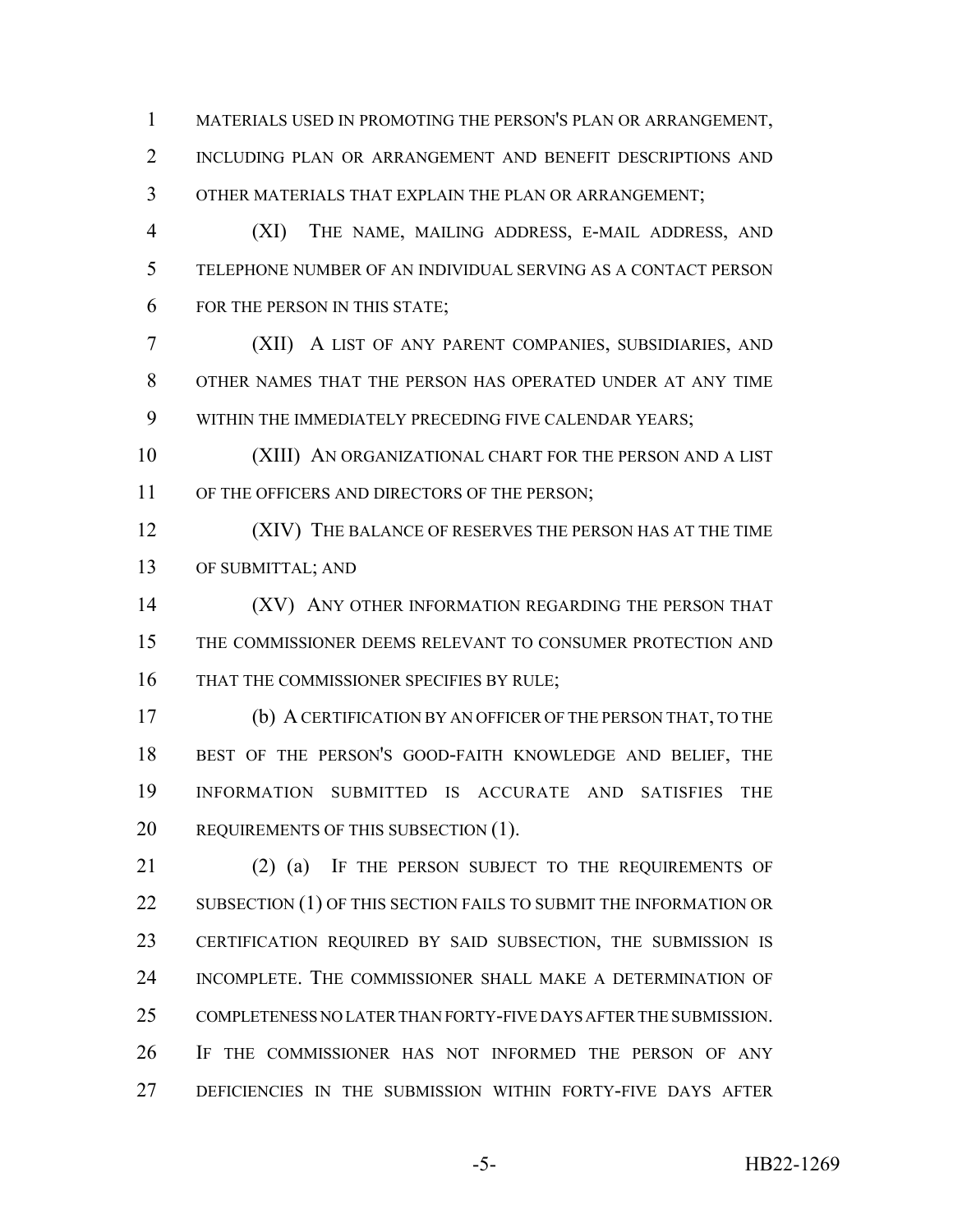MATERIALS USED IN PROMOTING THE PERSON'S PLAN OR ARRANGEMENT, INCLUDING PLAN OR ARRANGEMENT AND BENEFIT DESCRIPTIONS AND OTHER MATERIALS THAT EXPLAIN THE PLAN OR ARRANGEMENT;

(XI) THE NAME, MAILING ADDRESS, E-MAIL ADDRESS, AND TELEPHONE NUMBER OF AN INDIVIDUAL SERVING AS A CONTACT PERSON FOR THE PERSON IN THIS STATE;

(XII) A LIST OF ANY PARENT COMPANIES, SUBSIDIARIES, AND OTHER NAMES THAT THE PERSON HAS OPERATED UNDER AT ANY TIME WITHIN THE IMMEDIATELY PRECEDING FIVE CALENDAR YEARS;

(XIII) AN ORGANIZATIONAL CHART FOR THE PERSON AND A LIST OF THE OFFICERS AND DIRECTORS OF THE PERSON;

(XIV) THE BALANCE OF RESERVES THE PERSON HAS AT THE TIME OF SUBMITTAL; AND

(XV) ANY OTHER INFORMATION REGARDING THE PERSON THAT THE COMMISSIONER DEEMS RELEVANT TO CONSUMER PROTECTION AND THAT THE COMMISSIONER SPECIFIES BY RULE;

(b) A CERTIFICATION BY AN OFFICER OF THE PERSON THAT, TO THE BEST OF THE PERSON'S GOOD-FAITH KNOWLEDGE AND BELIEF, THE INFORMATION SUBMITTED IS ACCURATE AND SATISFIES THE REQUIREMENTS OF THIS SUBSECTION (1).

(2) (a) IF THE PERSON SUBJECT TO THE REQUIREMENTS OF SUBSECTION (1) OF THIS SECTION FAILS TO SUBMIT THE INFORMATION OR CERTIFICATION REQUIRED BY SAID SUBSECTION, THE SUBMISSION IS INCOMPLETE. THE COMMISSIONER SHALL MAKE A DETERMINATION OF COMPLETENESS NO LATER THAN FORTY-FIVE DAYS AFTER THE SUBMISSION. IF THE COMMISSIONER HAS NOT INFORMED THE PERSON OF ANY DEFICIENCIES IN THE SUBMISSION WITHIN FORTY-FIVE DAYS AFTER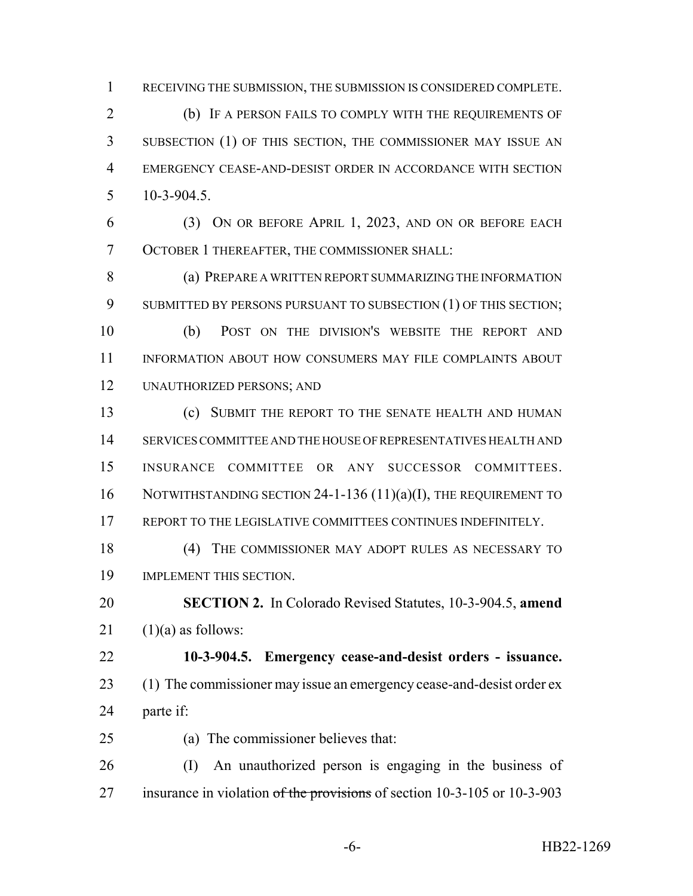RECEIVING THE SUBMISSION, THE SUBMISSION IS CONSIDERED COMPLETE.

(b) IF A PERSON FAILS TO COMPLY WITH THE REQUIREMENTS OF SUBSECTION (1) OF THIS SECTION, THE COMMISSIONER MAY ISSUE AN EMERGENCY CEASE-AND-DESIST ORDER IN ACCORDANCE WITH SECTION 10-3-904.5.

(3) ON OR BEFORE APRIL 1, 2023, AND ON OR BEFORE EACH OCTOBER 1 THEREAFTER, THE COMMISSIONER SHALL:

(a) PREPARE A WRITTEN REPORT SUMMARIZING THE INFORMATION SUBMITTED BY PERSONS PURSUANT TO SUBSECTION (1) OF THIS SECTION;

(b) POST ON THE DIVISION'S WEBSITE THE REPORT AND INFORMATION ABOUT HOW CONSUMERS MAY FILE COMPLAINTS ABOUT UNAUTHORIZED PERSONS; AND

(c) SUBMIT THE REPORT TO THE SENATE HEALTH AND HUMAN SERVICES COMMITTEE AND THE HOUSE OF REPRESENTATIVES HEALTH AND INSURANCE COMMITTEE OR ANY SUCCESSOR COMMITTEES. NOTWITHSTANDING SECTION 24-1-136 (11)(a)(I), THE REQUIREMENT TO REPORT TO THE LEGISLATIVE COMMITTEES CONTINUES INDEFINITELY.

(4) THE COMMISSIONER MAY ADOPT RULES AS NECESSARY TO IMPLEMENT THIS SECTION.

**SECTION 2.** In Colorado Revised Statutes, 10-3-904.5, **amend** (1)(a) as follows:

**10-3-904.5. Emergency cease-and-desist orders - issuance.** (1) The commissioner may issue an emergency cease-and-desist order ex parte if:

(a) The commissioner believes that:

(I) An unauthorized person is engaging in the business of insurance in violation ~~of the provisions~~ of section 10-3-105 or 10-3-903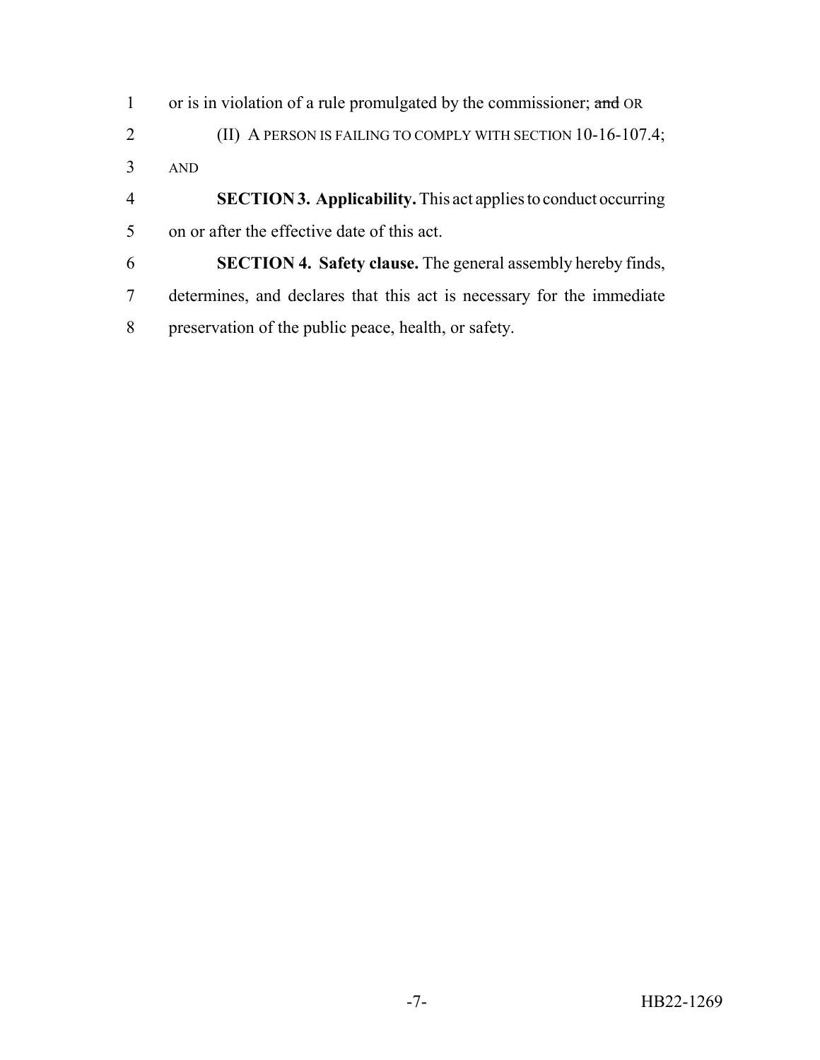or is in violation of a rule promulgated by the commissioner; ~~and~~ OR

(II) A PERSON IS FAILING TO COMPLY WITH SECTION 10-16-107.4; AND

**SECTION 3. Applicability.** This act applies to conduct occurring on or after the effective date of this act.

**SECTION 4. Safety clause.** The general assembly hereby finds, determines, and declares that this act is necessary for the immediate preservation of the public peace, health, or safety.